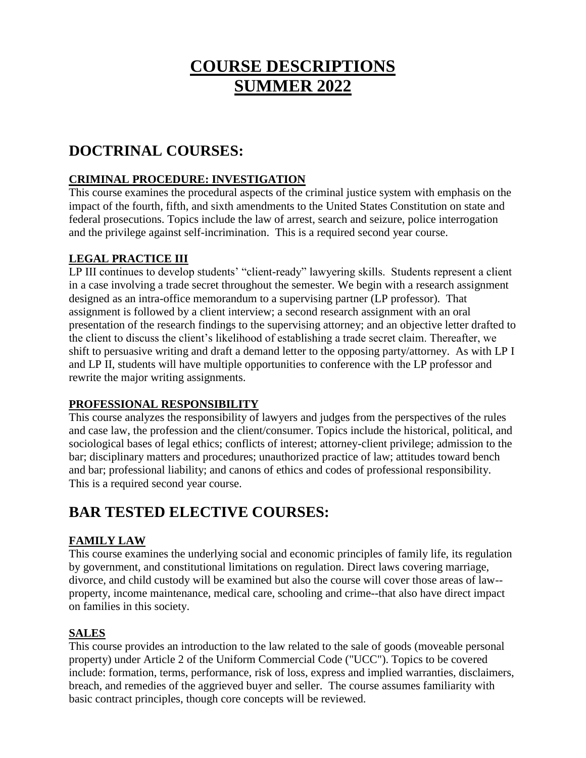# COURSE DESCRIPTIONS SUMMER 2022

## DOCTRINAL COURSES:

### CRIMINAL PROCEDURE: INVESTIGATION

This course examines the procedural aspects of the criminal justice system with emphasis on the impact of the fourth, fifth, and sixth amendments to the United States Constitution on state and federal prosecutions. Topics include the law of arrest, search and seizure, police interrogation and the privilege against self-incrimination. This is a required second year course.

### LEGAL PRACTICE III

LP III continues to develop students' "client-ready" lawyering skills. Students represent a client in a case involving a trade secret throughout the semester. We begin with a research assignment designed as an intra-office memorandum to a supervising partner (LP professor). That assignment is followed by a client interview; a second research assignment with an oral presentation of the research findings to the supervising attorney; and an objective letter drafted to the client to discuss the client's likelihood of establishing a trade secret claim. Thereafter, we shift to persuasive writing and draft a demand letter to the opposing party/attorney. As with LP I and LP II, students will have multiple opportunities to conference with the LP professor and rewrite the major writing assignments.

### PROFESSIONAL RESPONSIBILITY

This course analyzes the responsibility of lawyers and judges from the perspectives of the rules and case law, the profession and the client/consumer. Topics include the historical, political, and sociological bases of legal ethics; conflicts of interest; attorney-client privilege; admission to the bar; disciplinary matters and procedures; unauthorized practice of law; attitudes toward bench and bar; professional liability; and canons of ethics and codes of professional responsibility. This is a required second year course.

## BAR TESTED ELECTIVE COURSES:

### FAMILY LAW

This course examines the underlying social and economic principles of family life, its regulation by government, and constitutional limitations on regulation. Direct laws covering marriage, divorce, and child custody will be examined but also the course will cover those areas of law--property, income maintenance, medical care, schooling and crime--that also have direct impact on families in this society.

### SALES

This course provides an introduction to the law related to the sale of goods (moveable personal property) under Article 2 of the Uniform Commercial Code ("UCC"). Topics to be covered include: formation, terms, performance, risk of loss, express and implied warranties, disclaimers, breach, and remedies of the aggrieved buyer and seller. The course assumes familiarity with basic contract principles, though core concepts will be reviewed.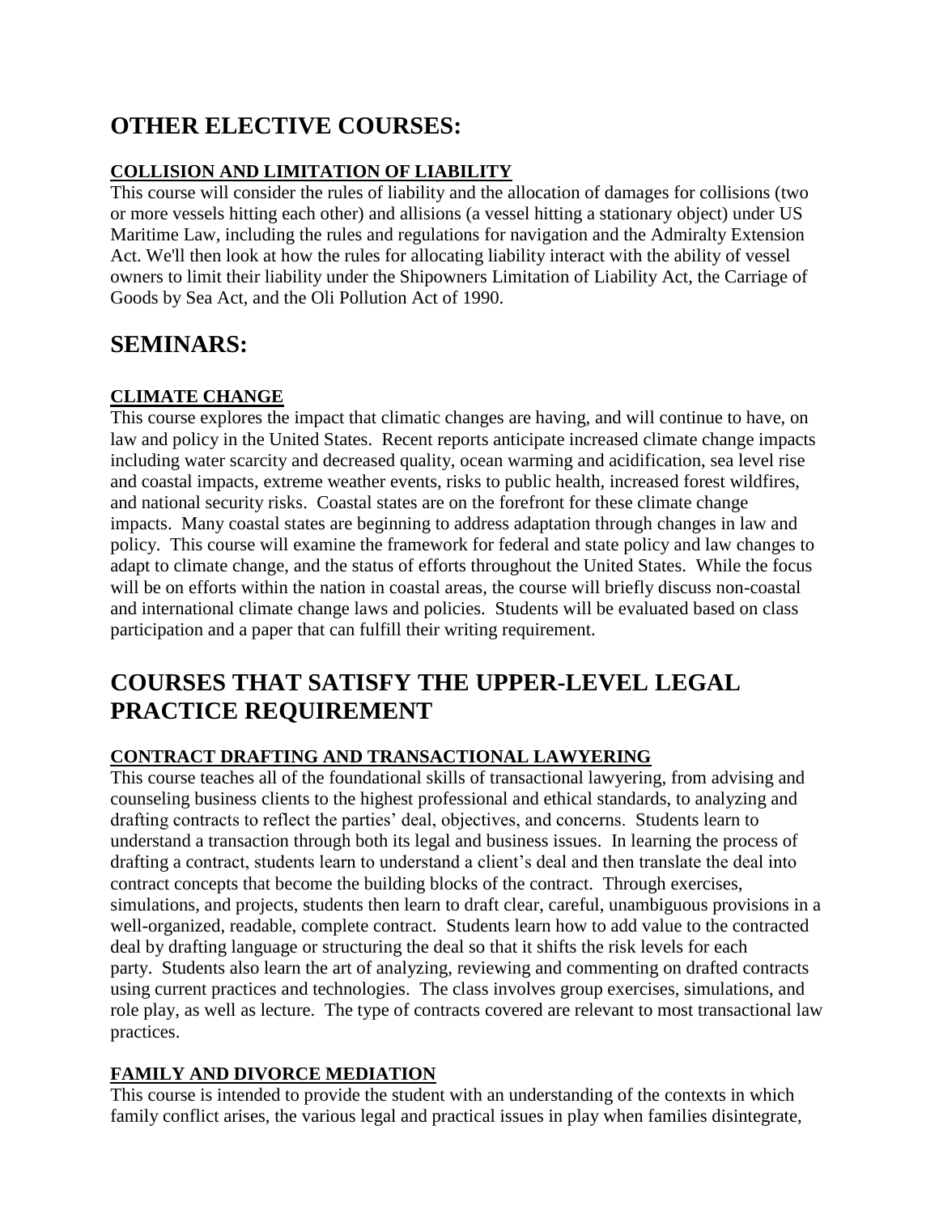# OTHER ELECTIVE COURSES:

### COLLISION AND LIMITATION OF LIABILITY

This course will consider the rules of liability and the allocation of damages for collisions (two or more vessels hitting each other) and allisions (a vessel hitting a stationary object) under US Maritime Law, including the rules and regulations for navigation and the Admiralty Extension Act. We'll then look at how the rules for allocating liability interact with the ability of vessel owners to limit their liability under the Shipowners Limitation of Liability Act, the Carriage of Goods by Sea Act, and the Oli Pollution Act of 1990.

# SEMINARS:

### CLIMATE CHANGE

This course explores the impact that climatic changes are having, and will continue to have, on law and policy in the United States. Recent reports anticipate increased climate change impacts including water scarcity and decreased quality, ocean warming and acidification, sea level rise and coastal impacts, extreme weather events, risks to public health, increased forest wildfires, and national security risks. Coastal states are on the forefront for these climate change impacts. Many coastal states are beginning to address adaptation through changes in law and policy. This course will examine the framework for federal and state policy and law changes to adapt to climate change, and the status of efforts throughout the United States. While the focus will be on efforts within the nation in coastal areas, the course will briefly discuss non-coastal and international climate change laws and policies. Students will be evaluated based on class participation and a paper that can fulfill their writing requirement.

# COURSES THAT SATISFY THE UPPER-LEVEL LEGAL PRACTICE REQUIREMENT

### CONTRACT DRAFTING AND TRANSACTIONAL LAWYERING

This course teaches all of the foundational skills of transactional lawyering, from advising and counseling business clients to the highest professional and ethical standards, to analyzing and drafting contracts to reflect the parties' deal, objectives, and concerns. Students learn to understand a transaction through both its legal and business issues. In learning the process of drafting a contract, students learn to understand a client's deal and then translate the deal into contract concepts that become the building blocks of the contract. Through exercises, simulations, and projects, students then learn to draft clear, careful, unambiguous provisions in a well-organized, readable, complete contract. Students learn how to add value to the contracted deal by drafting language or structuring the deal so that it shifts the risk levels for each party. Students also learn the art of analyzing, reviewing and commenting on drafted contracts using current practices and technologies. The class involves group exercises, simulations, and role play, as well as lecture. The type of contracts covered are relevant to most transactional law practices.

### FAMILY AND DIVORCE MEDIATION

This course is intended to provide the student with an understanding of the contexts in which family conflict arises, the various legal and practical issues in play when families disintegrate,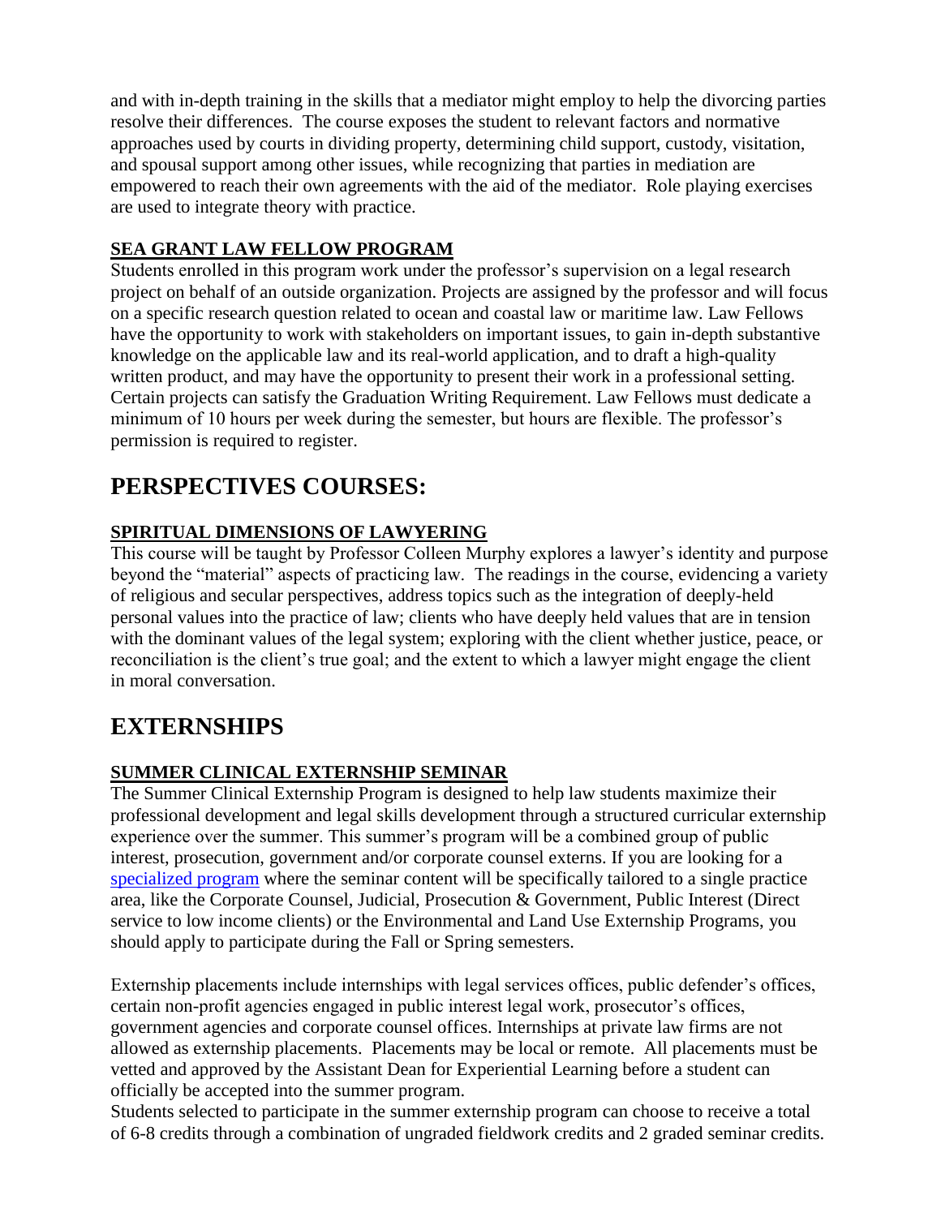and with in-depth training in the skills that a mediator might employ to help the divorcing parties resolve their differences. The course exposes the student to relevant factors and normative approaches used by courts in dividing property, determining child support, custody, visitation, and spousal support among other issues, while recognizing that parties in mediation are empowered to reach their own agreements with the aid of the mediator. Role playing exercises are used to integrate theory with practice.

**SEA GRANT LAW FELLOW PROGRAM**

Students enrolled in this program work under the professor's supervision on a legal research project on behalf of an outside organization. Projects are assigned by the professor and will focus on a specific research question related to ocean and coastal law or maritime law. Law Fellows have the opportunity to work with stakeholders on important issues, to gain in-depth substantive knowledge on the applicable law and its real-world application, and to draft a high-quality written product, and may have the opportunity to present their work in a professional setting. Certain projects can satisfy the Graduation Writing Requirement. Law Fellows must dedicate a minimum of 10 hours per week during the semester, but hours are flexible. The professor's permission is required to register.

# PERSPECTIVES COURSES:

**SPIRITUAL DIMENSIONS OF LAWYERING**

This course will be taught by Professor Colleen Murphy explores a lawyer's identity and purpose beyond the "material" aspects of practicing law. The readings in the course, evidencing a variety of religious and secular perspectives, address topics such as the integration of deeply-held personal values into the practice of law; clients who have deeply held values that are in tension with the dominant values of the legal system; exploring with the client whether justice, peace, or reconciliation is the client's true goal; and the extent to which a lawyer might engage the client in moral conversation.

# EXTERNSHIPS

**SUMMER CLINICAL EXTERNSHIP SEMINAR**

The Summer Clinical Externship Program is designed to help law students maximize their professional development and legal skills development through a structured curricular externship experience over the summer. This summer's program will be a combined group of public interest, prosecution, government and/or corporate counsel externs. If you are looking for a specialized program where the seminar content will be specifically tailored to a single practice area, like the Corporate Counsel, Judicial, Prosecution & Government, Public Interest (Direct service to low income clients) or the Environmental and Land Use Externship Programs, you should apply to participate during the Fall or Spring semesters.

Externship placements include internships with legal services offices, public defender's offices, certain non-profit agencies engaged in public interest legal work, prosecutor's offices, government agencies and corporate counsel offices. Internships at private law firms are not allowed as externship placements. Placements may be local or remote. All placements must be vetted and approved by the Assistant Dean for Experiential Learning before a student can officially be accepted into the summer program.

Students selected to participate in the summer externship program can choose to receive a total of 6-8 credits through a combination of ungraded fieldwork credits and 2 graded seminar credits.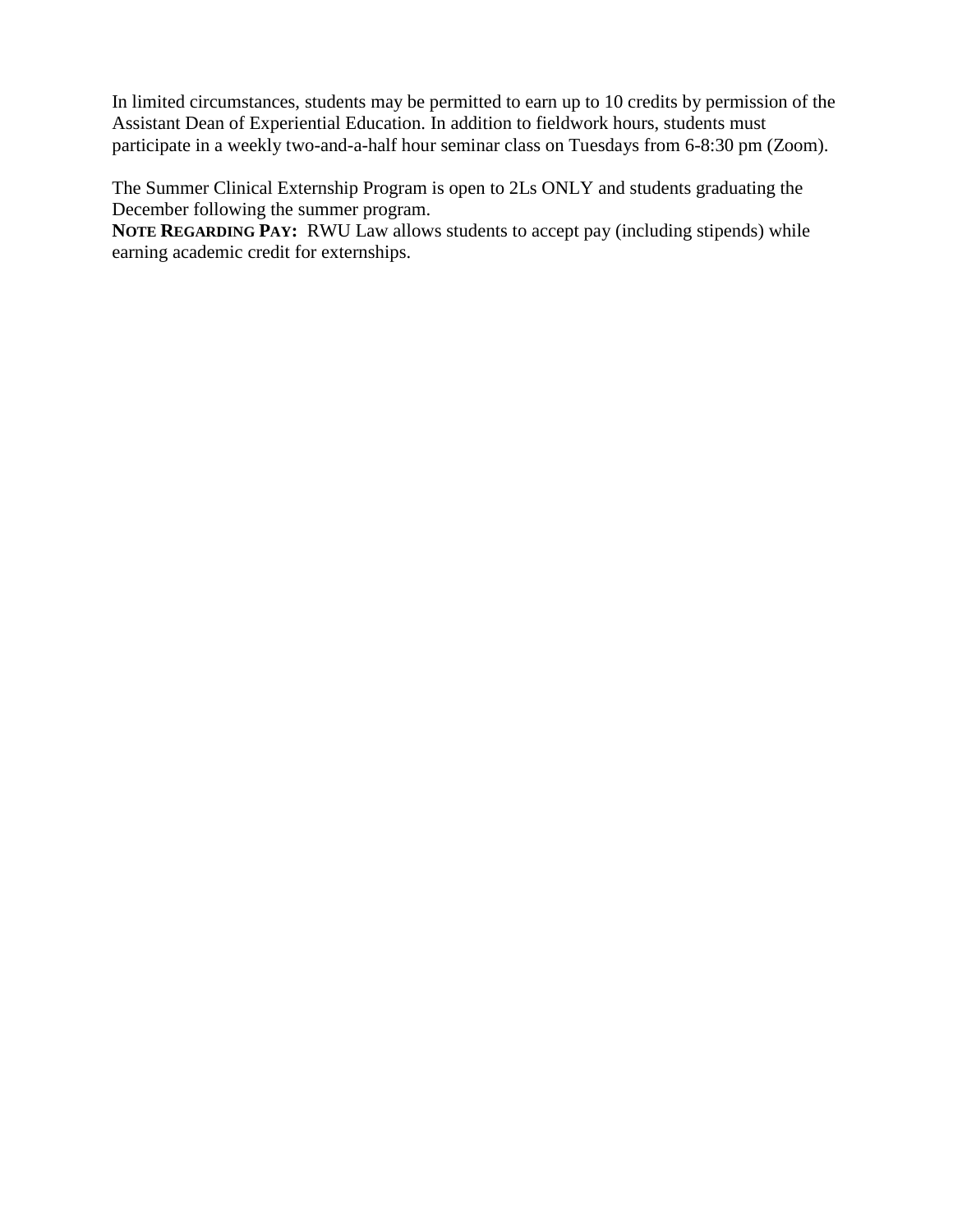In limited circumstances, students may be permitted to earn up to 10 credits by permission of the Assistant Dean of Experiential Education. In addition to fieldwork hours, students must participate in a weekly two-and-a-half hour seminar class on Tuesdays from 6-8:30 pm (Zoom).

The Summer Clinical Externship Program is open to 2Ls ONLY and students graduating the December following the summer program.

**NOTE REGARDING PAY:** RWU Law allows students to accept pay (including stipends) while earning academic credit for externships.